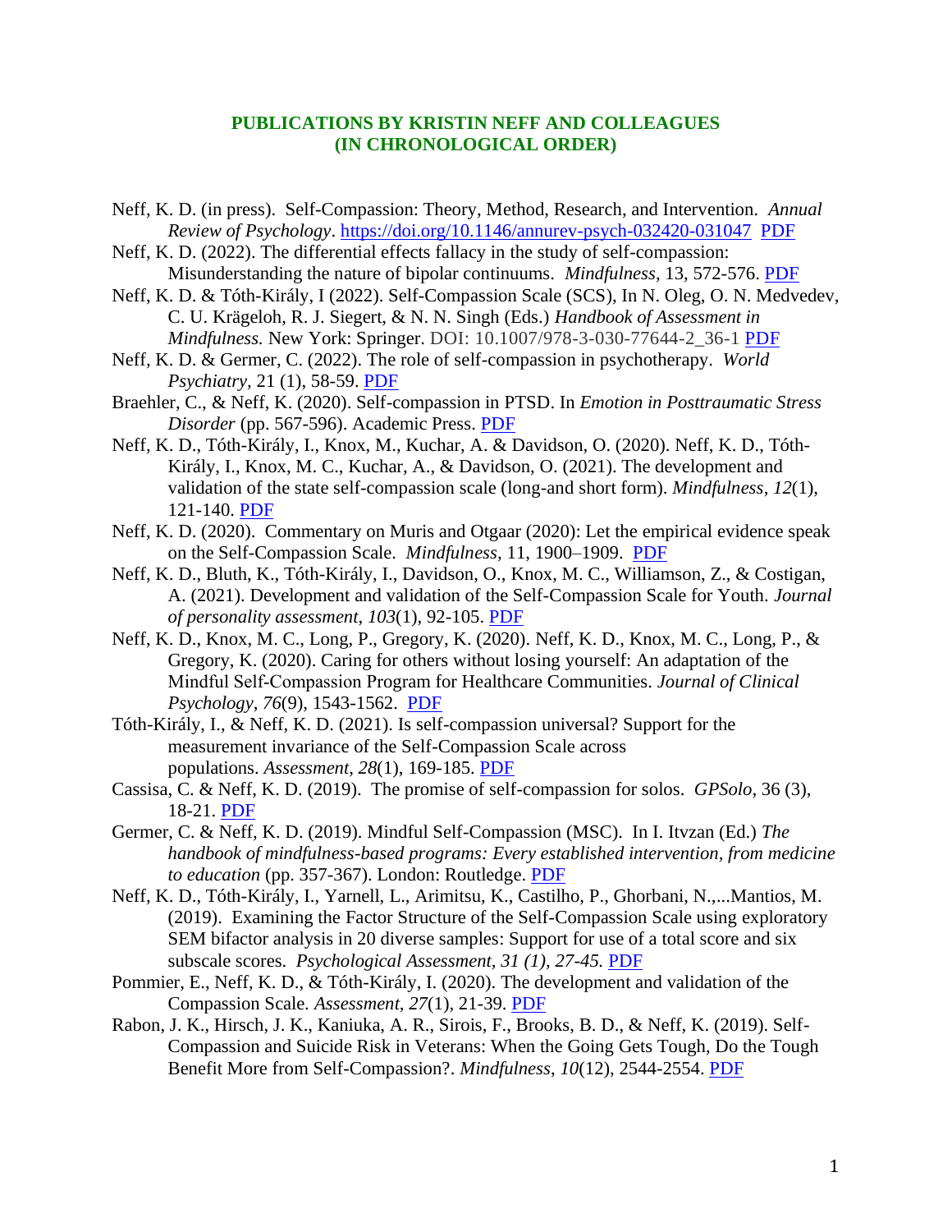# PUBLICATIONS BY KRISTIN NEFF AND COLLEAGUES
# (IN CHRONOLOGICAL ORDER)

Neff, K. D. (in press). Self-Compassion: Theory, Method, Research, and Intervention. *Annual Review of Psychology*. https://doi.org/10.1146/annurev-psych-032420-031047 PDF

Neff, K. D. (2022). The differential effects fallacy in the study of self-compassion: Misunderstanding the nature of bipolar continuums. *Mindfulness*, 13, 572-576. PDF

Neff, K. D. & Tóth-Király, I (2022). Self-Compassion Scale (SCS), In N. Oleg, O. N. Medvedev, C. U. Krägeloh, R. J. Siegert, & N. N. Singh (Eds.) *Handbook of Assessment in Mindfulness.* New York: Springer. DOI: 10.1007/978-3-030-77644-2_36-1 PDF

Neff, K. D. & Germer, C. (2022). The role of self-compassion in psychotherapy. *World Psychiatry*, 21 (1), 58-59. PDF

Braehler, C., & Neff, K. (2020). Self-compassion in PTSD. In *Emotion in Posttraumatic Stress Disorder* (pp. 567-596). Academic Press. PDF

Neff, K. D., Tóth-Király, I., Knox, M., Kuchar, A. & Davidson, O. (2020). Neff, K. D., Tóth-Király, I., Knox, M. C., Kuchar, A., & Davidson, O. (2021). The development and validation of the state self-compassion scale (long-and short form). *Mindfulness*, *12*(1), 121-140. PDF

Neff, K. D. (2020). Commentary on Muris and Otgaar (2020): Let the empirical evidence speak on the Self-Compassion Scale. *Mindfulness,* 11, 1900–1909. PDF

Neff, K. D., Bluth, K., Tóth-Király, I., Davidson, O., Knox, M. C., Williamson, Z., & Costigan, A. (2021). Development and validation of the Self-Compassion Scale for Youth. *Journal of personality assessment*, *103*(1), 92-105. PDF

Neff, K. D., Knox, M. C., Long, P., Gregory, K. (2020). Neff, K. D., Knox, M. C., Long, P., & Gregory, K. (2020). Caring for others without losing yourself: An adaptation of the Mindful Self-Compassion Program for Healthcare Communities. *Journal of Clinical Psychology*, *76*(9), 1543-1562. PDF

Tóth-Király, I., & Neff, K. D. (2021). Is self-compassion universal? Support for the measurement invariance of the Self-Compassion Scale across populations. *Assessment*, *28*(1), 169-185. PDF

Cassisa, C. & Neff, K. D. (2019). The promise of self-compassion for solos. *GPSolo*, 36 (3), 18-21. PDF

Germer, C. & Neff, K. D. (2019). Mindful Self-Compassion (MSC). In I. Itvzan (Ed.) *The handbook of mindfulness-based programs: Every established intervention, from medicine to education* (pp. 357-367). London: Routledge. PDF

Neff, K. D., Tóth-Király, I., Yarnell, L., Arimitsu, K., Castilho, P., Ghorbani, N.,...Mantios, M. (2019). Examining the Factor Structure of the Self-Compassion Scale using exploratory SEM bifactor analysis in 20 diverse samples: Support for use of a total score and six subscale scores. *Psychological Assessment, 31 (1), 27-45.* PDF

Pommier, E., Neff, K. D., & Tóth-Király, I. (2020). The development and validation of the Compassion Scale. *Assessment*, *27*(1), 21-39. PDF

Rabon, J. K., Hirsch, J. K., Kaniuka, A. R., Sirois, F., Brooks, B. D., & Neff, K. (2019). Self-Compassion and Suicide Risk in Veterans: When the Going Gets Tough, Do the Tough Benefit More from Self-Compassion?. *Mindfulness*, *10*(12), 2544-2554. PDF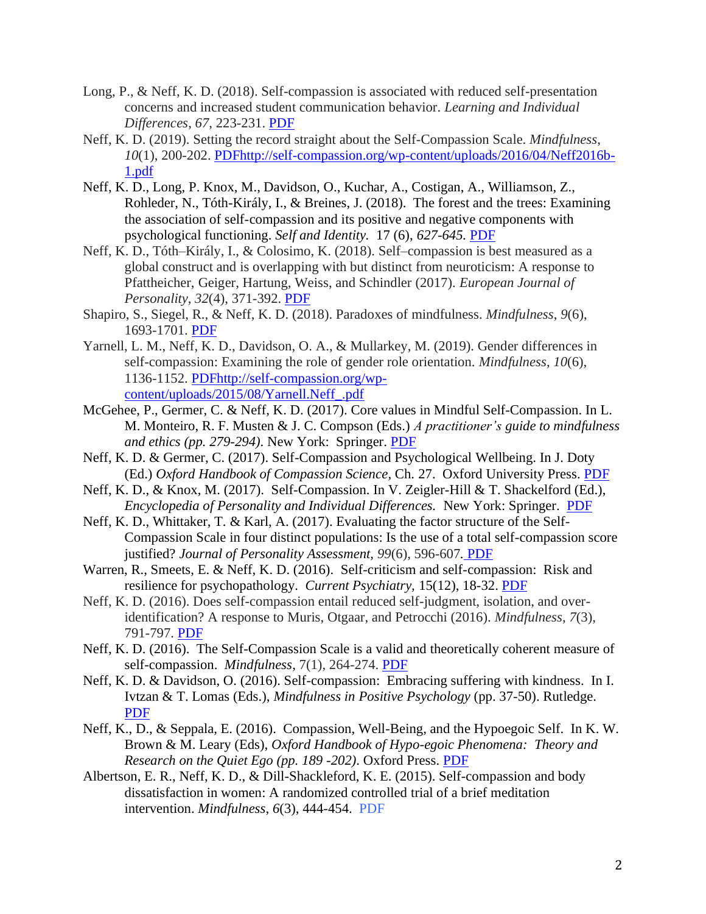Long, P., & Neff, K. D. (2018). Self-compassion is associated with reduced self-presentation concerns and increased student communication behavior. *Learning and Individual Differences*, *67*, 223-231. PDF

Neff, K. D. (2019). Setting the record straight about the Self-Compassion Scale. *Mindfulness*, *10*(1), 200-202. PDFhttp://self-compassion.org/wp-content/uploads/2016/04/Neff2016b-1.pdf

Neff, K. D., Long, P. Knox, M., Davidson, O., Kuchar, A., Costigan, A., Williamson, Z., Rohleder, N., Tóth-Király, I., & Breines, J. (2018). The forest and the trees: Examining the association of self-compassion and its positive and negative components with psychological functioning. *Self and Identity.* 17 (6), *627-645.* PDF

Neff, K. D., Tóth–Király, I., & Colosimo, K. (2018). Self–compassion is best measured as a global construct and is overlapping with but distinct from neuroticism: A response to Pfattheicher, Geiger, Hartung, Weiss, and Schindler (2017). *European Journal of Personality*, *32*(4), 371-392. PDF

Shapiro, S., Siegel, R., & Neff, K. D. (2018). Paradoxes of mindfulness. *Mindfulness*, *9*(6), 1693-1701. PDF

Yarnell, L. M., Neff, K. D., Davidson, O. A., & Mullarkey, M. (2019). Gender differences in self-compassion: Examining the role of gender role orientation. *Mindfulness*, *10*(6), 1136-1152. PDFhttp://self-compassion.org/wp-content/uploads/2015/08/Yarnell.Neff_.pdf

McGehee, P., Germer, C. & Neff, K. D. (2017). Core values in Mindful Self-Compassion. In L. M. Monteiro, R. F. Musten & J. C. Compson (Eds.) *A practitioner's guide to mindfulness and ethics (pp. 279-294)*. New York: Springer. PDF

Neff, K. D. & Germer, C. (2017). Self-Compassion and Psychological Wellbeing. In J. Doty (Ed.) *Oxford Handbook of Compassion Science*, Ch. 27. Oxford University Press. PDF

Neff, K. D., & Knox, M. (2017). Self-Compassion. In V. Zeigler-Hill & T. Shackelford (Ed.), *Encyclopedia of Personality and Individual Differences.* New York: Springer. PDF

Neff, K. D., Whittaker, T. & Karl, A. (2017). Evaluating the factor structure of the Self-Compassion Scale in four distinct populations: Is the use of a total self-compassion score justified? *Journal of Personality Assessment, 99*(6), 596-607. PDF

Warren, R., Smeets, E. & Neff, K. D. (2016). Self-criticism and self-compassion: Risk and resilience for psychopathology. *Current Psychiatry,* 15(12), 18-32. PDF

Neff, K. D. (2016). Does self-compassion entail reduced self-judgment, isolation, and over-identification? A response to Muris, Otgaar, and Petrocchi (2016). *Mindfulness*, *7*(3), 791-797. PDF

Neff, K. D. (2016). The Self-Compassion Scale is a valid and theoretically coherent measure of self-compassion. *Mindfulness*, 7(1), 264-274. PDF

Neff, K. D. & Davidson, O. (2016). Self-compassion: Embracing suffering with kindness. In I. Ivtzan & T. Lomas (Eds.), *Mindfulness in Positive Psychology* (pp. 37-50). Rutledge. PDF

Neff, K., D., & Seppala, E. (2016). Compassion, Well-Being, and the Hypoegoic Self. In K. W. Brown & M. Leary (Eds), *Oxford Handbook of Hypo-egoic Phenomena: Theory and Research on the Quiet Ego (pp. 189 -202).* Oxford Press. PDF

Albertson, E. R., Neff, K. D., & Dill-Shackleford, K. E. (2015). Self-compassion and body dissatisfaction in women: A randomized controlled trial of a brief meditation intervention. *Mindfulness*, *6*(3), 444-454. PDF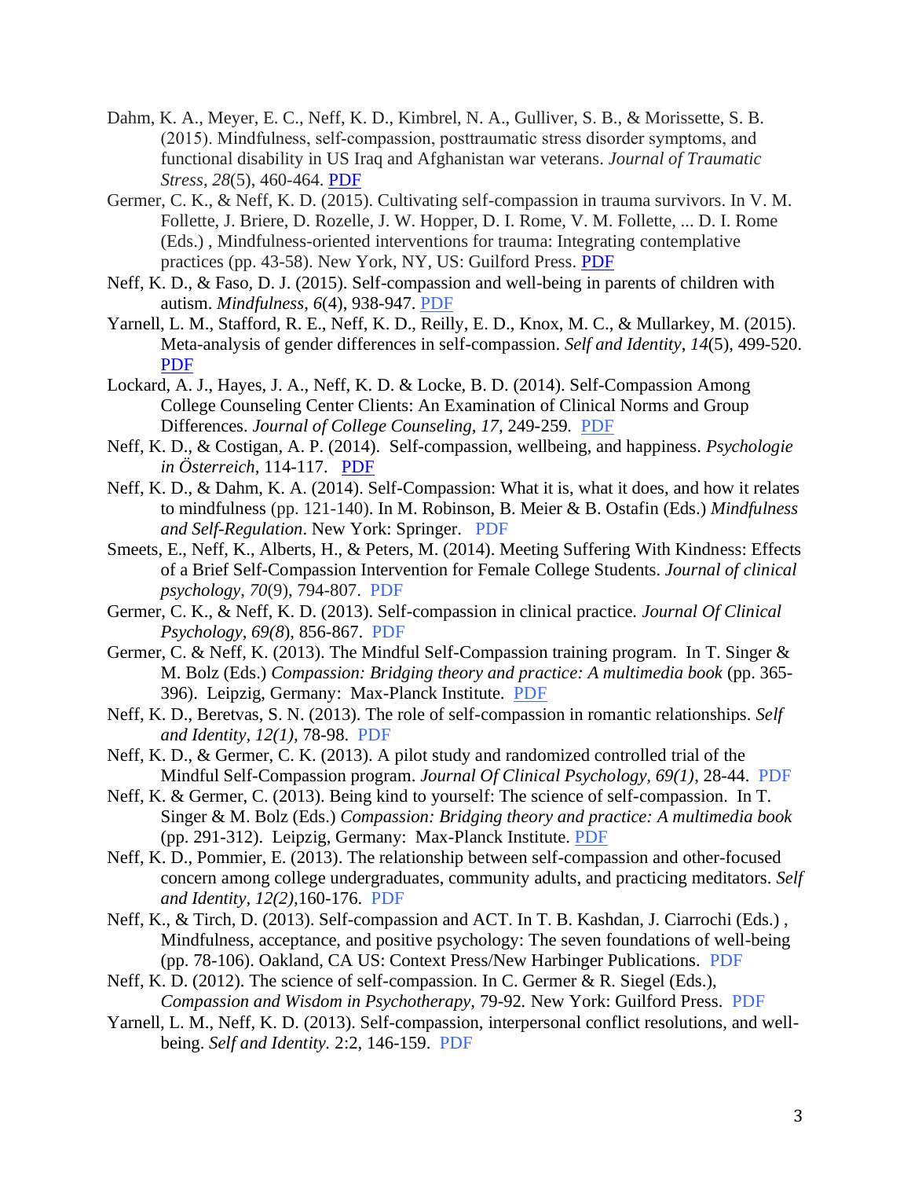Dahm, K. A., Meyer, E. C., Neff, K. D., Kimbrel, N. A., Gulliver, S. B., & Morissette, S. B. (2015). Mindfulness, self-compassion, posttraumatic stress disorder symptoms, and functional disability in US Iraq and Afghanistan war veterans. *Journal of Traumatic Stress*, *28*(5), 460-464. PDF

Germer, C. K., & Neff, K. D. (2015). Cultivating self-compassion in trauma survivors. In V. M. Follette, J. Briere, D. Rozelle, J. W. Hopper, D. I. Rome, V. M. Follette, ... D. I. Rome (Eds.) , Mindfulness-oriented interventions for trauma: Integrating contemplative practices (pp. 43-58). New York, NY, US: Guilford Press. PDF

Neff, K. D., & Faso, D. J. (2015). Self-compassion and well-being in parents of children with autism. *Mindfulness*, *6*(4), 938-947. PDF

Yarnell, L. M., Stafford, R. E., Neff, K. D., Reilly, E. D., Knox, M. C., & Mullarkey, M. (2015). Meta-analysis of gender differences in self-compassion. *Self and Identity*, *14*(5), 499-520. PDF

Lockard, A. J., Hayes, J. A., Neff, K. D. & Locke, B. D. (2014). Self-Compassion Among College Counseling Center Clients: An Examination of Clinical Norms and Group Differences. *Journal of College Counseling, 17,* 249-259. PDF

Neff, K. D., & Costigan, A. P. (2014). Self-compassion, wellbeing, and happiness. *Psychologie in Österreich*, 114-117. PDF

Neff, K. D., & Dahm, K. A. (2014). Self-Compassion: What it is, what it does, and how it relates to mindfulness (pp. 121-140). In M. Robinson, B. Meier & B. Ostafin (Eds.) *Mindfulness and Self-Regulation*. New York: Springer. PDF

Smeets, E., Neff, K., Alberts, H., & Peters, M. (2014). Meeting Suffering With Kindness: Effects of a Brief Self-Compassion Intervention for Female College Students. *Journal of clinical psychology*, *70*(9), 794-807. PDF

Germer, C. K., & Neff, K. D. (2013). Self-compassion in clinical practice. *Journal Of Clinical Psychology*, *69(8*), 856-867. PDF

Germer, C. & Neff, K. (2013). The Mindful Self-Compassion training program. In T. Singer & M. Bolz (Eds.) *Compassion: Bridging theory and practice: A multimedia book* (pp. 365-396). Leipzig, Germany: Max-Planck Institute. PDF

Neff, K. D., Beretvas, S. N. (2013). The role of self-compassion in romantic relationships. *Self and Identity, 12(1),* 78-98. PDF

Neff, K. D., & Germer, C. K. (2013). A pilot study and randomized controlled trial of the Mindful Self-Compassion program. *Journal Of Clinical Psychology*, *69(1)*, 28-44. PDF

Neff, K. & Germer, C. (2013). Being kind to yourself: The science of self-compassion. In T. Singer & M. Bolz (Eds.) *Compassion: Bridging theory and practice: A multimedia book* (pp. 291-312). Leipzig, Germany: Max-Planck Institute. PDF

Neff, K. D., Pommier, E. (2013). The relationship between self-compassion and other-focused concern among college undergraduates, community adults, and practicing meditators. *Self and Identity, 12(2),*160-176. PDF

Neff, K., & Tirch, D. (2013). Self-compassion and ACT. In T. B. Kashdan, J. Ciarrochi (Eds.) , Mindfulness, acceptance, and positive psychology: The seven foundations of well-being (pp. 78-106). Oakland, CA US: Context Press/New Harbinger Publications. PDF

Neff, K. D. (2012). The science of self-compassion. In C. Germer & R. Siegel (Eds.), *Compassion and Wisdom in Psychotherapy*, 79-92. New York: Guilford Press. PDF

Yarnell, L. M., Neff, K. D. (2013). Self-compassion, interpersonal conflict resolutions, and well-being. *Self and Identity.* 2:2, 146-159. PDF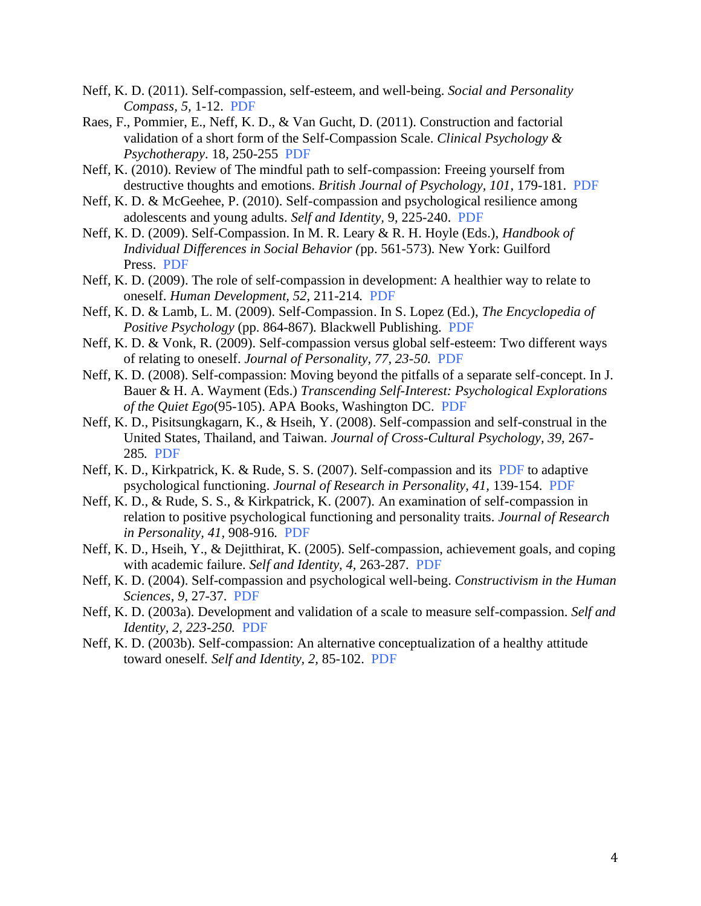Neff, K. D. (2011). Self-compassion, self-esteem, and well-being. *Social and Personality Compass, 5,* 1-12. PDF

Raes, F., Pommier, E., Neff, K. D., & Van Gucht, D. (2011). Construction and factorial validation of a short form of the Self-Compassion Scale. *Clinical Psychology & Psychotherapy*. 18, 250-255 PDF

Neff, K. (2010). Review of The mindful path to self-compassion: Freeing yourself from destructive thoughts and emotions. *British Journal of Psychology, 101*, 179-181. PDF

Neff, K. D. & McGeehee, P. (2010). Self-compassion and psychological resilience among adolescents and young adults. *Self and Identity,* 9, 225-240. PDF

Neff, K. D. (2009). Self-Compassion. In M. R. Leary & R. H. Hoyle (Eds.), *Handbook of Individual Differences in Social Behavior (*pp. 561-573). New York: Guilford Press. PDF

Neff, K. D. (2009). The role of self-compassion in development: A healthier way to relate to oneself. *Human Development, 52,* 211-214*.* PDF

Neff, K. D. & Lamb, L. M. (2009). Self-Compassion. In S. Lopez (Ed.), *The Encyclopedia of Positive Psychology* (pp. 864-867). Blackwell Publishing. PDF

Neff, K. D. & Vonk, R. (2009). Self-compassion versus global self-esteem: Two different ways of relating to oneself. *Journal of Personality, 77, 23-50.* PDF

Neff, K. D. (2008). Self-compassion: Moving beyond the pitfalls of a separate self-concept. In J. Bauer & H. A. Wayment (Eds.) *Transcending Self-Interest: Psychological Explorations of the Quiet Ego*(95-105). APA Books, Washington DC. PDF

Neff, K. D., Pisitsungkagarn, K., & Hseih, Y. (2008). Self-compassion and self-construal in the United States, Thailand, and Taiwan. *Journal of Cross-Cultural Psychology, 39,* 267-285*.* PDF

Neff, K. D., Kirkpatrick, K. & Rude, S. S. (2007). Self-compassion and its PDF to adaptive psychological functioning. *Journal of Research in Personality, 41,* 139-154. PDF

Neff, K. D., & Rude, S. S., & Kirkpatrick, K. (2007). An examination of self-compassion in relation to positive psychological functioning and personality traits. *Journal of Research in Personality, 41,* 908-916*.* PDF

Neff, K. D., Hseih, Y., & Dejitthirat, K. (2005). Self-compassion, achievement goals, and coping with academic failure. *Self and Identity, 4,* 263-287. PDF

Neff, K. D. (2004). Self-compassion and psychological well-being. *Constructivism in the Human Sciences, 9,* 27-37. PDF

Neff, K. D. (2003a). Development and validation of a scale to measure self-compassion. *Self and Identity, 2, 223-250.* PDF

Neff, K. D. (2003b). Self-compassion: An alternative conceptualization of a healthy attitude toward oneself*. Self and Identity, 2,* 85-102. PDF